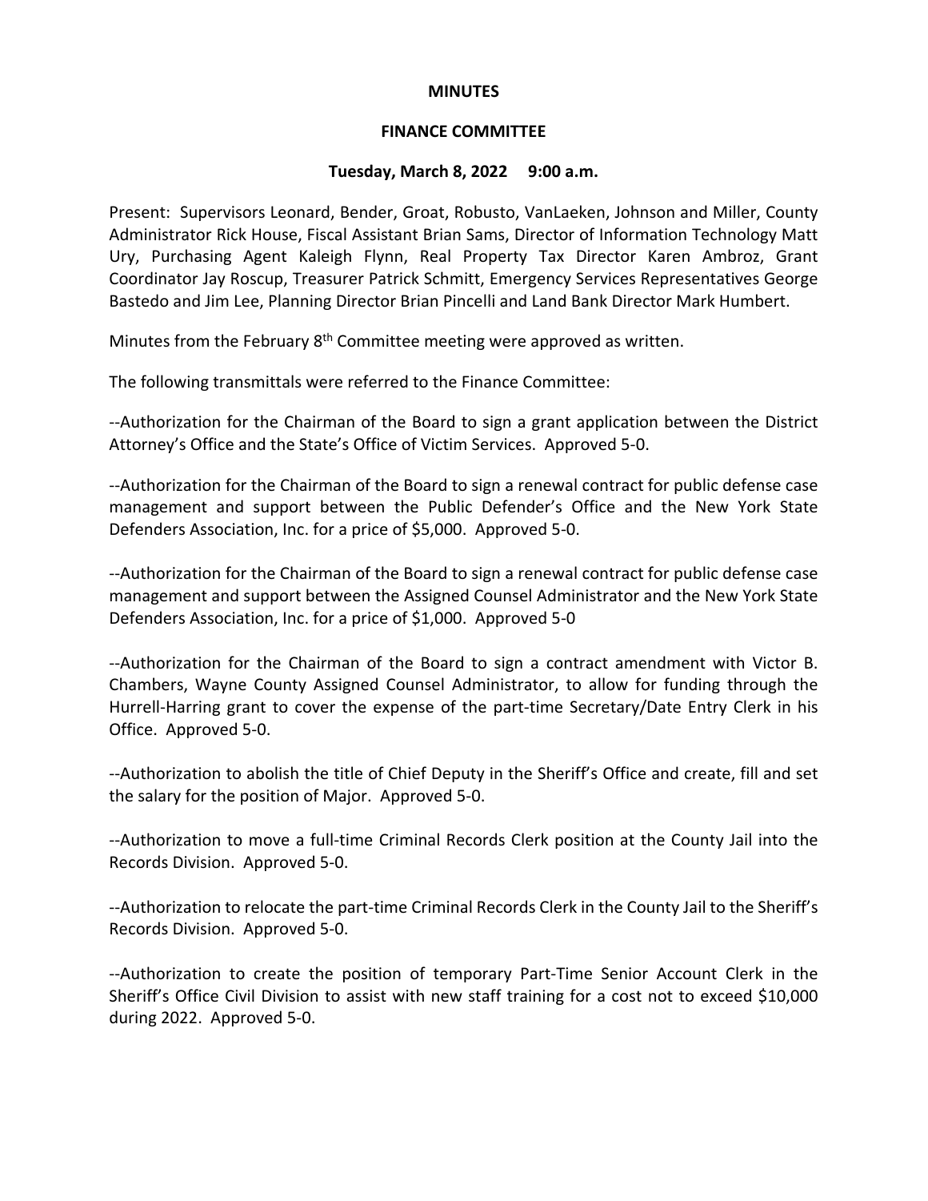# MINUTES

## FINANCE COMMITTEE

### Tuesday, March 8, 2022 9:00 a.m.

Present: Supervisors Leonard, Bender, Groat, Robusto, VanLaeken, Johnson and Miller, County Administrator Rick House, Fiscal Assistant Brian Sams, Director of Information Technology Matt Ury, Purchasing Agent Kaleigh Flynn, Real Property Tax Director Karen Ambroz, Grant Coordinator Jay Roscup, Treasurer Patrick Schmitt, Emergency Services Representatives George Bastedo and Jim Lee, Planning Director Brian Pincelli and Land Bank Director Mark Humbert.

Minutes from the February 8th Committee meeting were approved as written.

The following transmittals were referred to the Finance Committee:

--Authorization for the Chairman of the Board to sign a grant application between the District Attorney's Office and the State's Office of Victim Services. Approved 5-0.

--Authorization for the Chairman of the Board to sign a renewal contract for public defense case management and support between the Public Defender's Office and the New York State Defenders Association, Inc. for a price of $5,000. Approved 5-0.

--Authorization for the Chairman of the Board to sign a renewal contract for public defense case management and support between the Assigned Counsel Administrator and the New York State Defenders Association, Inc. for a price of $1,000. Approved 5-0

--Authorization for the Chairman of the Board to sign a contract amendment with Victor B. Chambers, Wayne County Assigned Counsel Administrator, to allow for funding through the Hurrell-Harring grant to cover the expense of the part-time Secretary/Date Entry Clerk in his Office. Approved 5-0.

--Authorization to abolish the title of Chief Deputy in the Sheriff's Office and create, fill and set the salary for the position of Major. Approved 5-0.

--Authorization to move a full-time Criminal Records Clerk position at the County Jail into the Records Division. Approved 5-0.

--Authorization to relocate the part-time Criminal Records Clerk in the County Jail to the Sheriff's Records Division. Approved 5-0.

--Authorization to create the position of temporary Part-Time Senior Account Clerk in the Sheriff's Office Civil Division to assist with new staff training for a cost not to exceed $10,000 during 2022. Approved 5-0.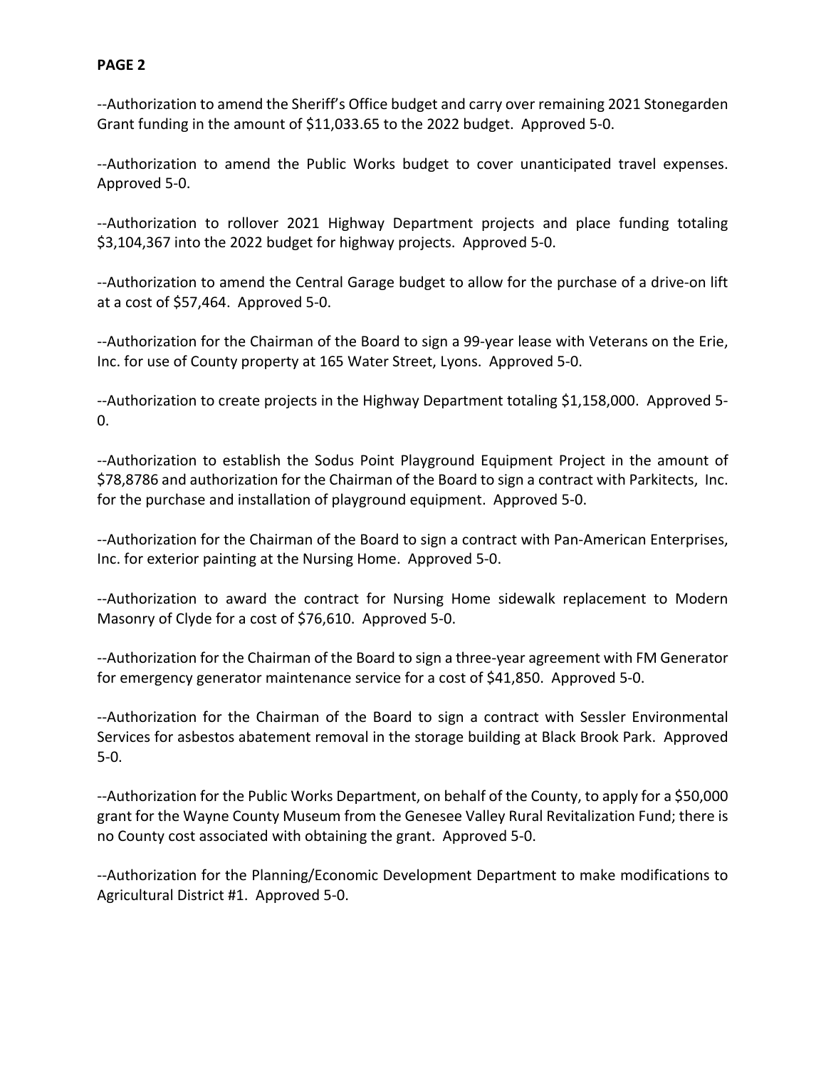**PAGE 2**

--Authorization to amend the Sheriff's Office budget and carry over remaining 2021 Stonegarden Grant funding in the amount of $11,033.65 to the 2022 budget. Approved 5-0.

--Authorization to amend the Public Works budget to cover unanticipated travel expenses. Approved 5-0.

--Authorization to rollover 2021 Highway Department projects and place funding totaling $3,104,367 into the 2022 budget for highway projects. Approved 5-0.

--Authorization to amend the Central Garage budget to allow for the purchase of a drive-on lift at a cost of $57,464. Approved 5-0.

--Authorization for the Chairman of the Board to sign a 99-year lease with Veterans on the Erie, Inc. for use of County property at 165 Water Street, Lyons. Approved 5-0.

--Authorization to create projects in the Highway Department totaling $1,158,000. Approved 5-0.

--Authorization to establish the Sodus Point Playground Equipment Project in the amount of $78,8786 and authorization for the Chairman of the Board to sign a contract with Parkitects, Inc. for the purchase and installation of playground equipment. Approved 5-0.

--Authorization for the Chairman of the Board to sign a contract with Pan-American Enterprises, Inc. for exterior painting at the Nursing Home. Approved 5-0.

--Authorization to award the contract for Nursing Home sidewalk replacement to Modern Masonry of Clyde for a cost of $76,610. Approved 5-0.

--Authorization for the Chairman of the Board to sign a three-year agreement with FM Generator for emergency generator maintenance service for a cost of $41,850. Approved 5-0.

--Authorization for the Chairman of the Board to sign a contract with Sessler Environmental Services for asbestos abatement removal in the storage building at Black Brook Park. Approved 5-0.

--Authorization for the Public Works Department, on behalf of the County, to apply for a $50,000 grant for the Wayne County Museum from the Genesee Valley Rural Revitalization Fund; there is no County cost associated with obtaining the grant. Approved 5-0.

--Authorization for the Planning/Economic Development Department to make modifications to Agricultural District #1. Approved 5-0.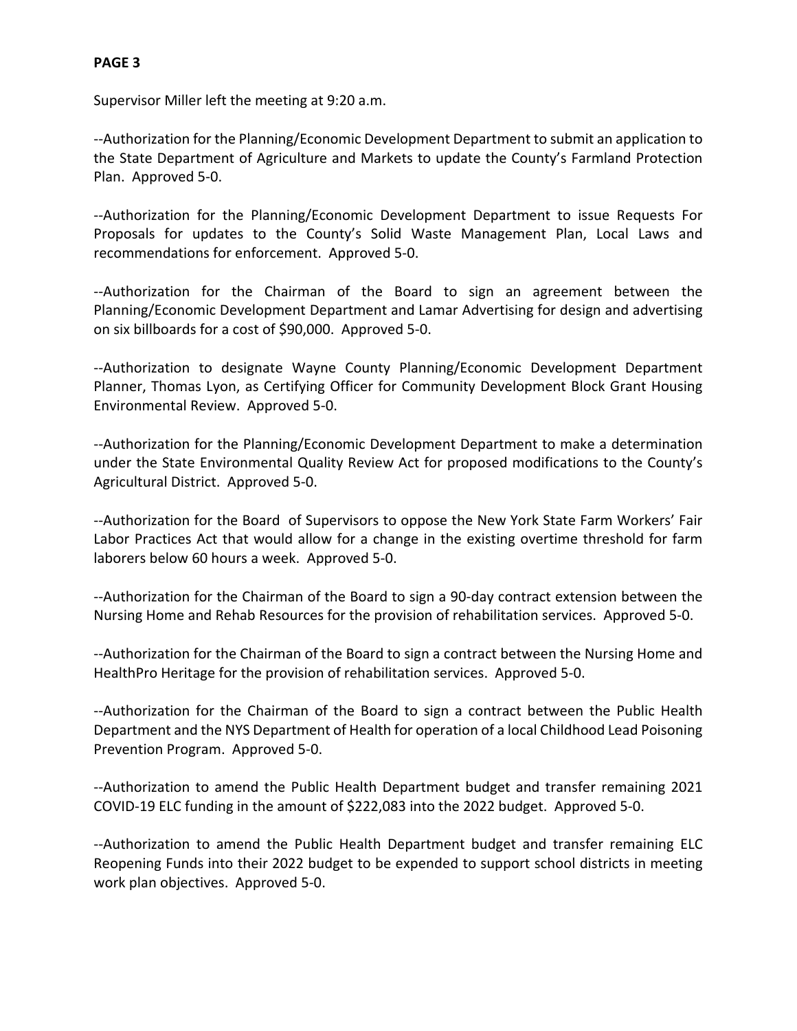**PAGE 3**

Supervisor Miller left the meeting at 9:20 a.m.

--Authorization for the Planning/Economic Development Department to submit an application to the State Department of Agriculture and Markets to update the County's Farmland Protection Plan. Approved 5-0.

--Authorization for the Planning/Economic Development Department to issue Requests For Proposals for updates to the County's Solid Waste Management Plan, Local Laws and recommendations for enforcement. Approved 5-0.

--Authorization for the Chairman of the Board to sign an agreement between the Planning/Economic Development Department and Lamar Advertising for design and advertising on six billboards for a cost of $90,000. Approved 5-0.

--Authorization to designate Wayne County Planning/Economic Development Department Planner, Thomas Lyon, as Certifying Officer for Community Development Block Grant Housing Environmental Review. Approved 5-0.

--Authorization for the Planning/Economic Development Department to make a determination under the State Environmental Quality Review Act for proposed modifications to the County's Agricultural District. Approved 5-0.

--Authorization for the Board of Supervisors to oppose the New York State Farm Workers' Fair Labor Practices Act that would allow for a change in the existing overtime threshold for farm laborers below 60 hours a week. Approved 5-0.

--Authorization for the Chairman of the Board to sign a 90-day contract extension between the Nursing Home and Rehab Resources for the provision of rehabilitation services. Approved 5-0.

--Authorization for the Chairman of the Board to sign a contract between the Nursing Home and HealthPro Heritage for the provision of rehabilitation services. Approved 5-0.

--Authorization for the Chairman of the Board to sign a contract between the Public Health Department and the NYS Department of Health for operation of a local Childhood Lead Poisoning Prevention Program. Approved 5-0.

--Authorization to amend the Public Health Department budget and transfer remaining 2021 COVID-19 ELC funding in the amount of $222,083 into the 2022 budget. Approved 5-0.

--Authorization to amend the Public Health Department budget and transfer remaining ELC Reopening Funds into their 2022 budget to be expended to support school districts in meeting work plan objectives. Approved 5-0.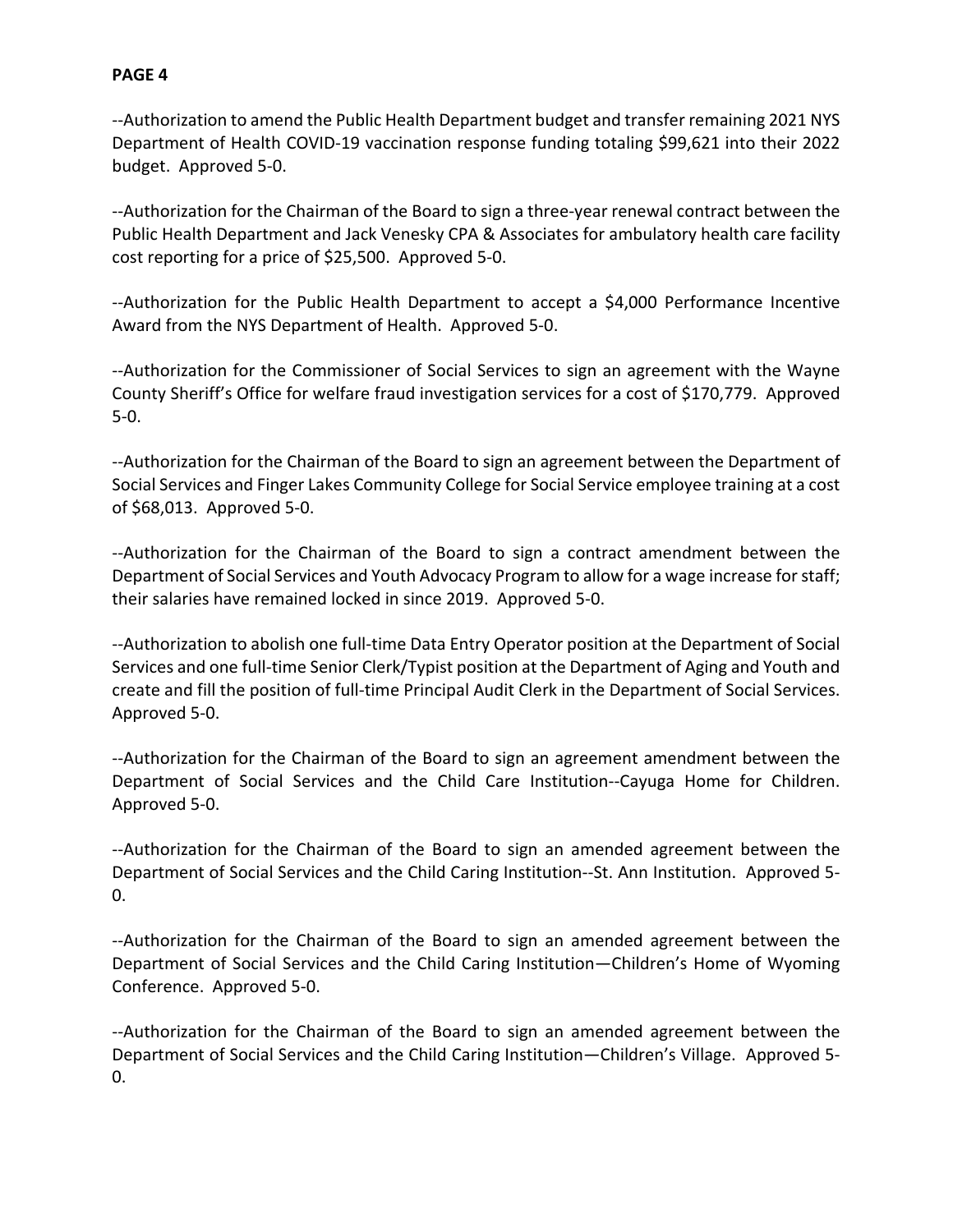**PAGE 4**

--Authorization to amend the Public Health Department budget and transfer remaining 2021 NYS Department of Health COVID-19 vaccination response funding totaling $99,621 into their 2022 budget. Approved 5-0.

--Authorization for the Chairman of the Board to sign a three-year renewal contract between the Public Health Department and Jack Venesky CPA & Associates for ambulatory health care facility cost reporting for a price of $25,500. Approved 5-0.

--Authorization for the Public Health Department to accept a $4,000 Performance Incentive Award from the NYS Department of Health. Approved 5-0.

--Authorization for the Commissioner of Social Services to sign an agreement with the Wayne County Sheriff's Office for welfare fraud investigation services for a cost of $170,779. Approved 5-0.

--Authorization for the Chairman of the Board to sign an agreement between the Department of Social Services and Finger Lakes Community College for Social Service employee training at a cost of $68,013. Approved 5-0.

--Authorization for the Chairman of the Board to sign a contract amendment between the Department of Social Services and Youth Advocacy Program to allow for a wage increase for staff; their salaries have remained locked in since 2019. Approved 5-0.

--Authorization to abolish one full-time Data Entry Operator position at the Department of Social Services and one full-time Senior Clerk/Typist position at the Department of Aging and Youth and create and fill the position of full-time Principal Audit Clerk in the Department of Social Services. Approved 5-0.

--Authorization for the Chairman of the Board to sign an agreement amendment between the Department of Social Services and the Child Care Institution--Cayuga Home for Children. Approved 5-0.

--Authorization for the Chairman of the Board to sign an amended agreement between the Department of Social Services and the Child Caring Institution--St. Ann Institution. Approved 5-0.

--Authorization for the Chairman of the Board to sign an amended agreement between the Department of Social Services and the Child Caring Institution—Children's Home of Wyoming Conference. Approved 5-0.

--Authorization for the Chairman of the Board to sign an amended agreement between the Department of Social Services and the Child Caring Institution—Children's Village. Approved 5-0.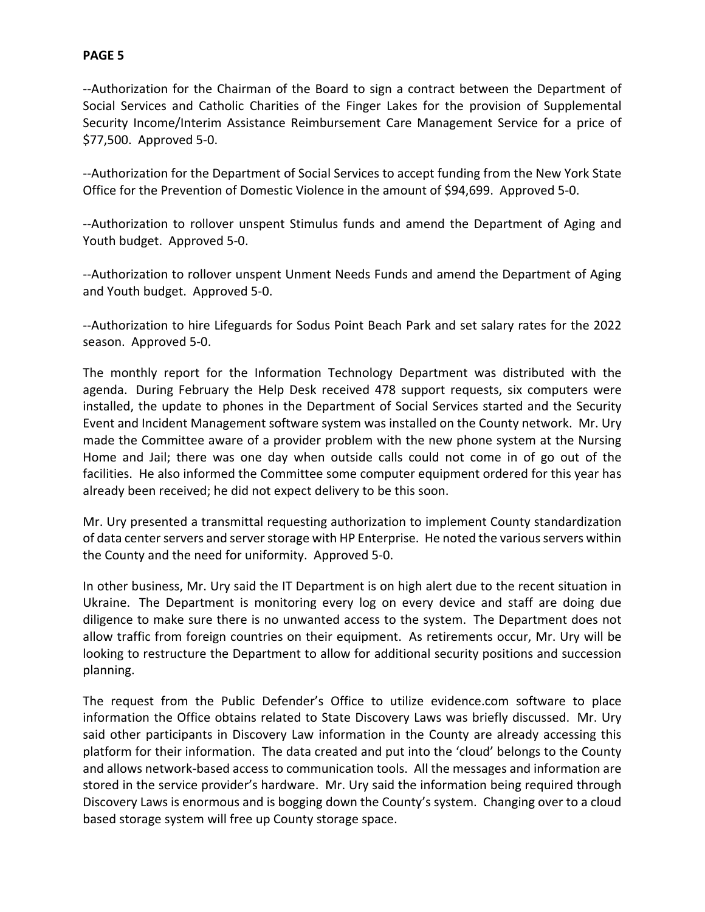**PAGE 5**

--Authorization for the Chairman of the Board to sign a contract between the Department of Social Services and Catholic Charities of the Finger Lakes for the provision of Supplemental Security Income/Interim Assistance Reimbursement Care Management Service for a price of $77,500. Approved 5-0.

--Authorization for the Department of Social Services to accept funding from the New York State Office for the Prevention of Domestic Violence in the amount of $94,699. Approved 5-0.

--Authorization to rollover unspent Stimulus funds and amend the Department of Aging and Youth budget. Approved 5-0.

--Authorization to rollover unspent Unment Needs Funds and amend the Department of Aging and Youth budget. Approved 5-0.

--Authorization to hire Lifeguards for Sodus Point Beach Park and set salary rates for the 2022 season. Approved 5-0.

The monthly report for the Information Technology Department was distributed with the agenda. During February the Help Desk received 478 support requests, six computers were installed, the update to phones in the Department of Social Services started and the Security Event and Incident Management software system was installed on the County network. Mr. Ury made the Committee aware of a provider problem with the new phone system at the Nursing Home and Jail; there was one day when outside calls could not come in of go out of the facilities. He also informed the Committee some computer equipment ordered for this year has already been received; he did not expect delivery to be this soon.

Mr. Ury presented a transmittal requesting authorization to implement County standardization of data center servers and server storage with HP Enterprise. He noted the various servers within the County and the need for uniformity. Approved 5-0.

In other business, Mr. Ury said the IT Department is on high alert due to the recent situation in Ukraine. The Department is monitoring every log on every device and staff are doing due diligence to make sure there is no unwanted access to the system. The Department does not allow traffic from foreign countries on their equipment. As retirements occur, Mr. Ury will be looking to restructure the Department to allow for additional security positions and succession planning.

The request from the Public Defender's Office to utilize evidence.com software to place information the Office obtains related to State Discovery Laws was briefly discussed. Mr. Ury said other participants in Discovery Law information in the County are already accessing this platform for their information. The data created and put into the 'cloud' belongs to the County and allows network-based access to communication tools. All the messages and information are stored in the service provider's hardware. Mr. Ury said the information being required through Discovery Laws is enormous and is bogging down the County's system. Changing over to a cloud based storage system will free up County storage space.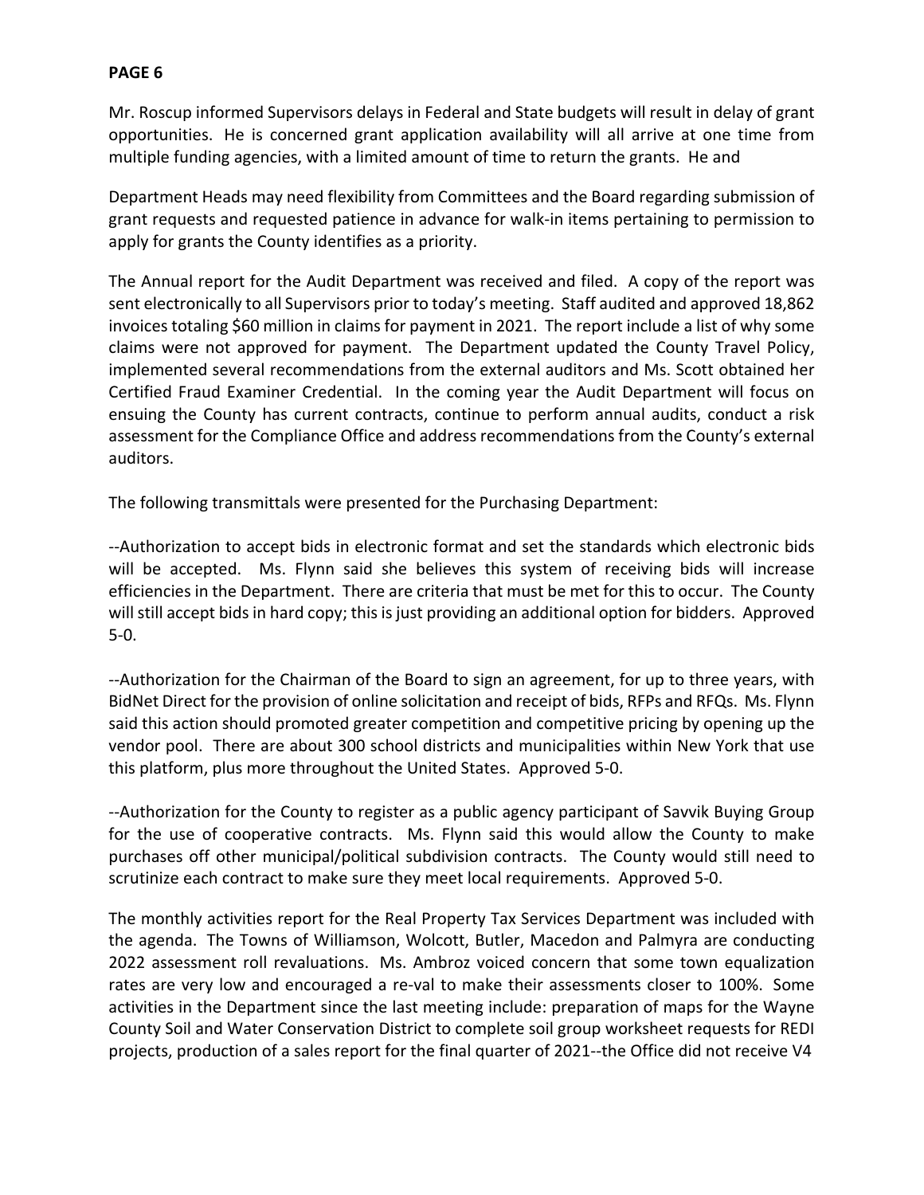**PAGE 6**

Mr. Roscup informed Supervisors delays in Federal and State budgets will result in delay of grant opportunities. He is concerned grant application availability will all arrive at one time from multiple funding agencies, with a limited amount of time to return the grants. He and

Department Heads may need flexibility from Committees and the Board regarding submission of grant requests and requested patience in advance for walk-in items pertaining to permission to apply for grants the County identifies as a priority.

The Annual report for the Audit Department was received and filed. A copy of the report was sent electronically to all Supervisors prior to today's meeting. Staff audited and approved 18,862 invoices totaling $60 million in claims for payment in 2021. The report include a list of why some claims were not approved for payment. The Department updated the County Travel Policy, implemented several recommendations from the external auditors and Ms. Scott obtained her Certified Fraud Examiner Credential. In the coming year the Audit Department will focus on ensuing the County has current contracts, continue to perform annual audits, conduct a risk assessment for the Compliance Office and address recommendations from the County's external auditors.

The following transmittals were presented for the Purchasing Department:

--Authorization to accept bids in electronic format and set the standards which electronic bids will be accepted. Ms. Flynn said she believes this system of receiving bids will increase efficiencies in the Department. There are criteria that must be met for this to occur. The County will still accept bids in hard copy; this is just providing an additional option for bidders. Approved 5-0.

--Authorization for the Chairman of the Board to sign an agreement, for up to three years, with BidNet Direct for the provision of online solicitation and receipt of bids, RFPs and RFQs. Ms. Flynn said this action should promoted greater competition and competitive pricing by opening up the vendor pool. There are about 300 school districts and municipalities within New York that use this platform, plus more throughout the United States. Approved 5-0.

--Authorization for the County to register as a public agency participant of Savvik Buying Group for the use of cooperative contracts. Ms. Flynn said this would allow the County to make purchases off other municipal/political subdivision contracts. The County would still need to scrutinize each contract to make sure they meet local requirements. Approved 5-0.

The monthly activities report for the Real Property Tax Services Department was included with the agenda. The Towns of Williamson, Wolcott, Butler, Macedon and Palmyra are conducting 2022 assessment roll revaluations. Ms. Ambroz voiced concern that some town equalization rates are very low and encouraged a re-val to make their assessments closer to 100%. Some activities in the Department since the last meeting include: preparation of maps for the Wayne County Soil and Water Conservation District to complete soil group worksheet requests for REDI projects, production of a sales report for the final quarter of 2021--the Office did not receive V4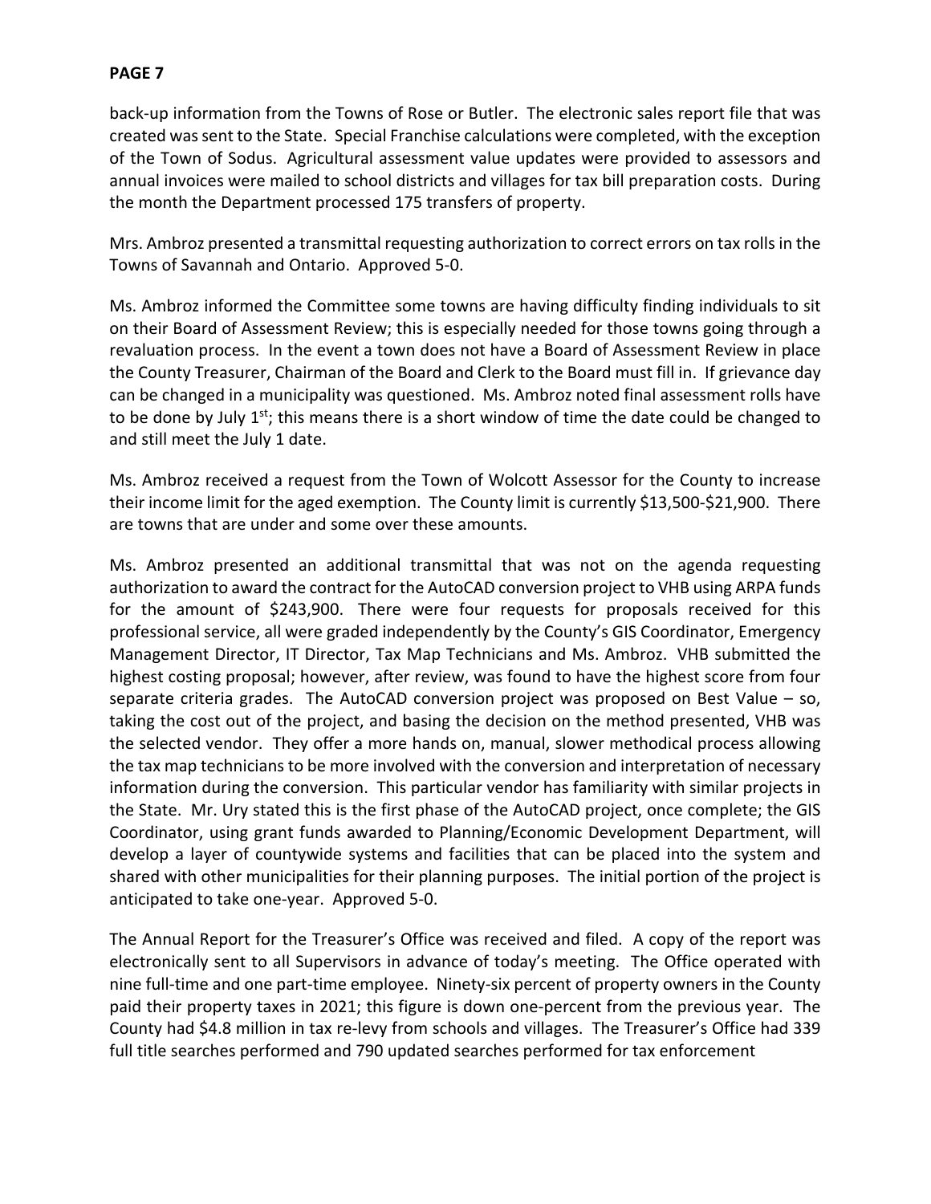back-up information from the Towns of Rose or Butler. The electronic sales report file that was created was sent to the State. Special Franchise calculations were completed, with the exception of the Town of Sodus. Agricultural assessment value updates were provided to assessors and annual invoices were mailed to school districts and villages for tax bill preparation costs. During the month the Department processed 175 transfers of property.

Mrs. Ambroz presented a transmittal requesting authorization to correct errors on tax rolls in the Towns of Savannah and Ontario. Approved 5-0.

Ms. Ambroz informed the Committee some towns are having difficulty finding individuals to sit on their Board of Assessment Review; this is especially needed for those towns going through a revaluation process. In the event a town does not have a Board of Assessment Review in place the County Treasurer, Chairman of the Board and Clerk to the Board must fill in. If grievance day can be changed in a municipality was questioned. Ms. Ambroz noted final assessment rolls have to be done by July 1st; this means there is a short window of time the date could be changed to and still meet the July 1 date.

Ms. Ambroz received a request from the Town of Wolcott Assessor for the County to increase their income limit for the aged exemption. The County limit is currently $13,500-$21,900. There are towns that are under and some over these amounts.

Ms. Ambroz presented an additional transmittal that was not on the agenda requesting authorization to award the contract for the AutoCAD conversion project to VHB using ARPA funds for the amount of $243,900. There were four requests for proposals received for this professional service, all were graded independently by the County's GIS Coordinator, Emergency Management Director, IT Director, Tax Map Technicians and Ms. Ambroz. VHB submitted the highest costing proposal; however, after review, was found to have the highest score from four separate criteria grades. The AutoCAD conversion project was proposed on Best Value – so, taking the cost out of the project, and basing the decision on the method presented, VHB was the selected vendor. They offer a more hands on, manual, slower methodical process allowing the tax map technicians to be more involved with the conversion and interpretation of necessary information during the conversion. This particular vendor has familiarity with similar projects in the State. Mr. Ury stated this is the first phase of the AutoCAD project, once complete; the GIS Coordinator, using grant funds awarded to Planning/Economic Development Department, will develop a layer of countywide systems and facilities that can be placed into the system and shared with other municipalities for their planning purposes. The initial portion of the project is anticipated to take one-year. Approved 5-0.

The Annual Report for the Treasurer's Office was received and filed. A copy of the report was electronically sent to all Supervisors in advance of today's meeting. The Office operated with nine full-time and one part-time employee. Ninety-six percent of property owners in the County paid their property taxes in 2021; this figure is down one-percent from the previous year. The County had $4.8 million in tax re-levy from schools and villages. The Treasurer's Office had 339 full title searches performed and 790 updated searches performed for tax enforcement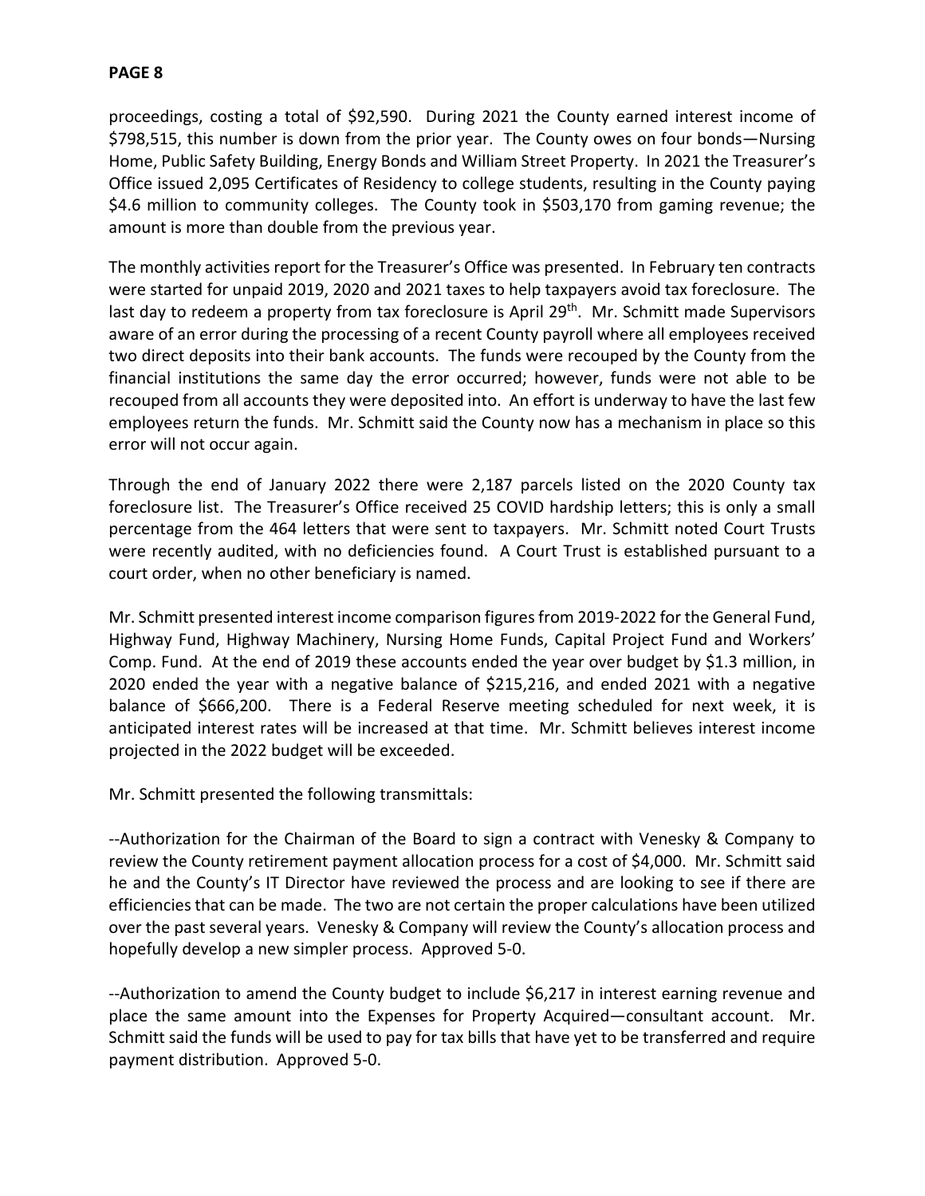proceedings, costing a total of $92,590. During 2021 the County earned interest income of $798,515, this number is down from the prior year. The County owes on four bonds—Nursing Home, Public Safety Building, Energy Bonds and William Street Property. In 2021 the Treasurer's Office issued 2,095 Certificates of Residency to college students, resulting in the County paying $4.6 million to community colleges. The County took in $503,170 from gaming revenue; the amount is more than double from the previous year.

The monthly activities report for the Treasurer's Office was presented. In February ten contracts were started for unpaid 2019, 2020 and 2021 taxes to help taxpayers avoid tax foreclosure. The last day to redeem a property from tax foreclosure is April 29th. Mr. Schmitt made Supervisors aware of an error during the processing of a recent County payroll where all employees received two direct deposits into their bank accounts. The funds were recouped by the County from the financial institutions the same day the error occurred; however, funds were not able to be recouped from all accounts they were deposited into. An effort is underway to have the last few employees return the funds. Mr. Schmitt said the County now has a mechanism in place so this error will not occur again.

Through the end of January 2022 there were 2,187 parcels listed on the 2020 County tax foreclosure list. The Treasurer's Office received 25 COVID hardship letters; this is only a small percentage from the 464 letters that were sent to taxpayers. Mr. Schmitt noted Court Trusts were recently audited, with no deficiencies found. A Court Trust is established pursuant to a court order, when no other beneficiary is named.

Mr. Schmitt presented interest income comparison figures from 2019-2022 for the General Fund, Highway Fund, Highway Machinery, Nursing Home Funds, Capital Project Fund and Workers' Comp. Fund. At the end of 2019 these accounts ended the year over budget by $1.3 million, in 2020 ended the year with a negative balance of $215,216, and ended 2021 with a negative balance of $666,200. There is a Federal Reserve meeting scheduled for next week, it is anticipated interest rates will be increased at that time. Mr. Schmitt believes interest income projected in the 2022 budget will be exceeded.

Mr. Schmitt presented the following transmittals:

--Authorization for the Chairman of the Board to sign a contract with Venesky & Company to review the County retirement payment allocation process for a cost of $4,000. Mr. Schmitt said he and the County's IT Director have reviewed the process and are looking to see if there are efficiencies that can be made. The two are not certain the proper calculations have been utilized over the past several years. Venesky & Company will review the County's allocation process and hopefully develop a new simpler process. Approved 5-0.

--Authorization to amend the County budget to include $6,217 in interest earning revenue and place the same amount into the Expenses for Property Acquired—consultant account. Mr. Schmitt said the funds will be used to pay for tax bills that have yet to be transferred and require payment distribution. Approved 5-0.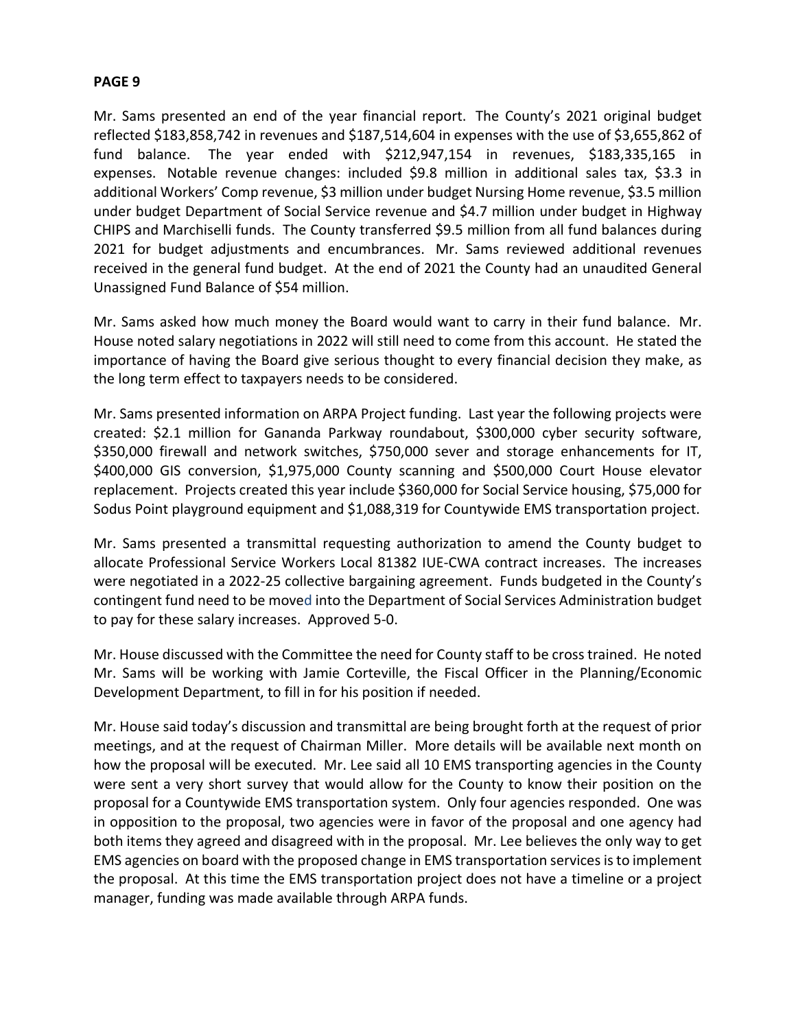**PAGE 9**

Mr. Sams presented an end of the year financial report. The County's 2021 original budget reflected $183,858,742 in revenues and $187,514,604 in expenses with the use of $3,655,862 of fund balance. The year ended with $212,947,154 in revenues, $183,335,165 in expenses. Notable revenue changes: included $9.8 million in additional sales tax, $3.3 in additional Workers' Comp revenue, $3 million under budget Nursing Home revenue, $3.5 million under budget Department of Social Service revenue and $4.7 million under budget in Highway CHIPS and Marchiselli funds. The County transferred $9.5 million from all fund balances during 2021 for budget adjustments and encumbrances. Mr. Sams reviewed additional revenues received in the general fund budget. At the end of 2021 the County had an unaudited General Unassigned Fund Balance of $54 million.

Mr. Sams asked how much money the Board would want to carry in their fund balance. Mr. House noted salary negotiations in 2022 will still need to come from this account. He stated the importance of having the Board give serious thought to every financial decision they make, as the long term effect to taxpayers needs to be considered.

Mr. Sams presented information on ARPA Project funding. Last year the following projects were created: $2.1 million for Gananda Parkway roundabout, $300,000 cyber security software, $350,000 firewall and network switches, $750,000 sever and storage enhancements for IT, $400,000 GIS conversion, $1,975,000 County scanning and $500,000 Court House elevator replacement. Projects created this year include $360,000 for Social Service housing, $75,000 for Sodus Point playground equipment and $1,088,319 for Countywide EMS transportation project.

Mr. Sams presented a transmittal requesting authorization to amend the County budget to allocate Professional Service Workers Local 81382 IUE-CWA contract increases. The increases were negotiated in a 2022-25 collective bargaining agreement. Funds budgeted in the County's contingent fund need to be moved into the Department of Social Services Administration budget to pay for these salary increases. Approved 5-0.

Mr. House discussed with the Committee the need for County staff to be cross trained. He noted Mr. Sams will be working with Jamie Corteville, the Fiscal Officer in the Planning/Economic Development Department, to fill in for his position if needed.

Mr. House said today's discussion and transmittal are being brought forth at the request of prior meetings, and at the request of Chairman Miller. More details will be available next month on how the proposal will be executed. Mr. Lee said all 10 EMS transporting agencies in the County were sent a very short survey that would allow for the County to know their position on the proposal for a Countywide EMS transportation system. Only four agencies responded. One was in opposition to the proposal, two agencies were in favor of the proposal and one agency had both items they agreed and disagreed with in the proposal. Mr. Lee believes the only way to get EMS agencies on board with the proposed change in EMS transportation services is to implement the proposal. At this time the EMS transportation project does not have a timeline or a project manager, funding was made available through ARPA funds.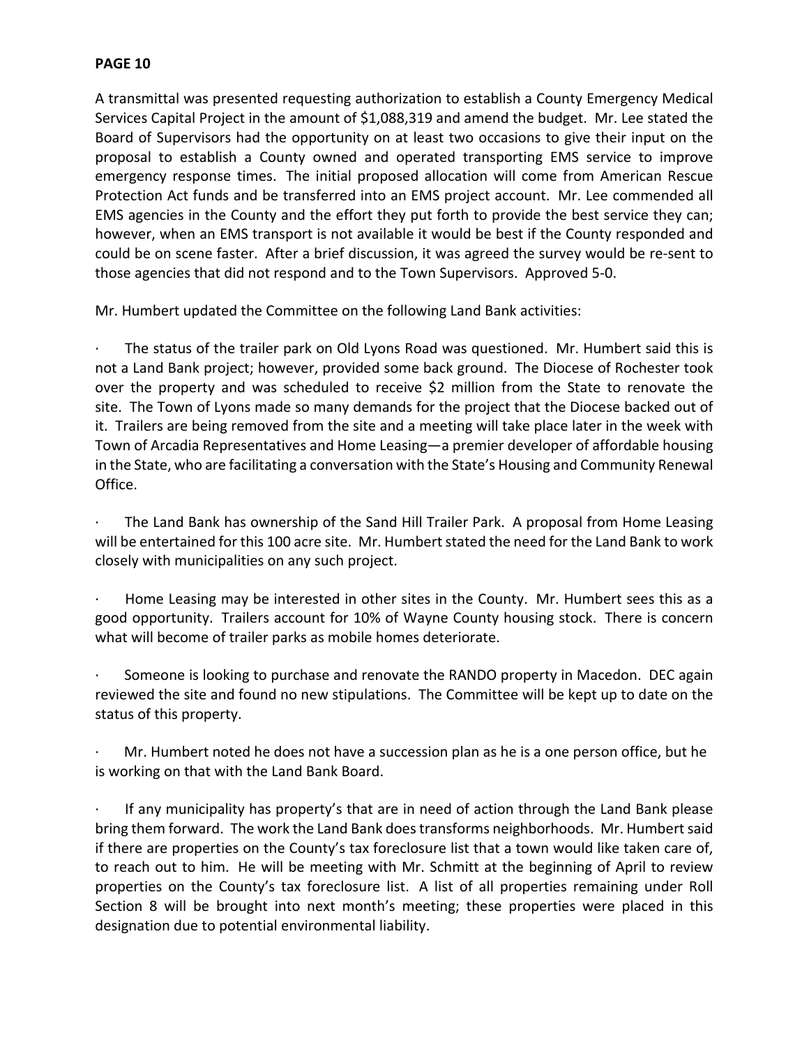**PAGE 10**

A transmittal was presented requesting authorization to establish a County Emergency Medical Services Capital Project in the amount of $1,088,319 and amend the budget. Mr. Lee stated the Board of Supervisors had the opportunity on at least two occasions to give their input on the proposal to establish a County owned and operated transporting EMS service to improve emergency response times. The initial proposed allocation will come from American Rescue Protection Act funds and be transferred into an EMS project account. Mr. Lee commended all EMS agencies in the County and the effort they put forth to provide the best service they can; however, when an EMS transport is not available it would be best if the County responded and could be on scene faster. After a brief discussion, it was agreed the survey would be re-sent to those agencies that did not respond and to the Town Supervisors. Approved 5-0.

Mr. Humbert updated the Committee on the following Land Bank activities:

· The status of the trailer park on Old Lyons Road was questioned. Mr. Humbert said this is not a Land Bank project; however, provided some back ground. The Diocese of Rochester took over the property and was scheduled to receive $2 million from the State to renovate the site. The Town of Lyons made so many demands for the project that the Diocese backed out of it. Trailers are being removed from the site and a meeting will take place later in the week with Town of Arcadia Representatives and Home Leasing—a premier developer of affordable housing in the State, who are facilitating a conversation with the State's Housing and Community Renewal Office.

· The Land Bank has ownership of the Sand Hill Trailer Park. A proposal from Home Leasing will be entertained for this 100 acre site. Mr. Humbert stated the need for the Land Bank to work closely with municipalities on any such project.

· Home Leasing may be interested in other sites in the County. Mr. Humbert sees this as a good opportunity. Trailers account for 10% of Wayne County housing stock. There is concern what will become of trailer parks as mobile homes deteriorate.

· Someone is looking to purchase and renovate the RANDO property in Macedon. DEC again reviewed the site and found no new stipulations. The Committee will be kept up to date on the status of this property.

· Mr. Humbert noted he does not have a succession plan as he is a one person office, but he is working on that with the Land Bank Board.

· If any municipality has property's that are in need of action through the Land Bank please bring them forward. The work the Land Bank does transforms neighborhoods. Mr. Humbert said if there are properties on the County's tax foreclosure list that a town would like taken care of, to reach out to him. He will be meeting with Mr. Schmitt at the beginning of April to review properties on the County's tax foreclosure list. A list of all properties remaining under Roll Section 8 will be brought into next month's meeting; these properties were placed in this designation due to potential environmental liability.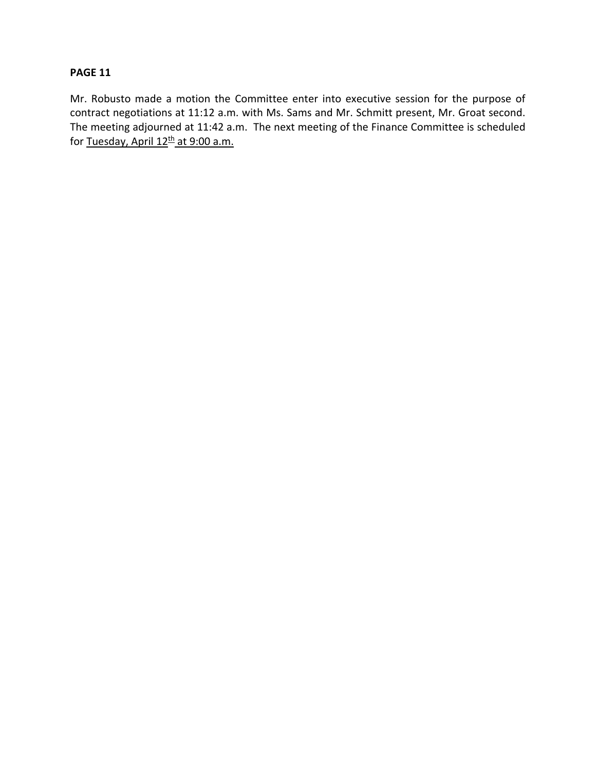**PAGE 11**

Mr. Robusto made a motion the Committee enter into executive session for the purpose of contract negotiations at 11:12 a.m. with Ms. Sams and Mr. Schmitt present, Mr. Groat second. The meeting adjourned at 11:42 a.m. The next meeting of the Finance Committee is scheduled for Tuesday, April 12th at 9:00 a.m.